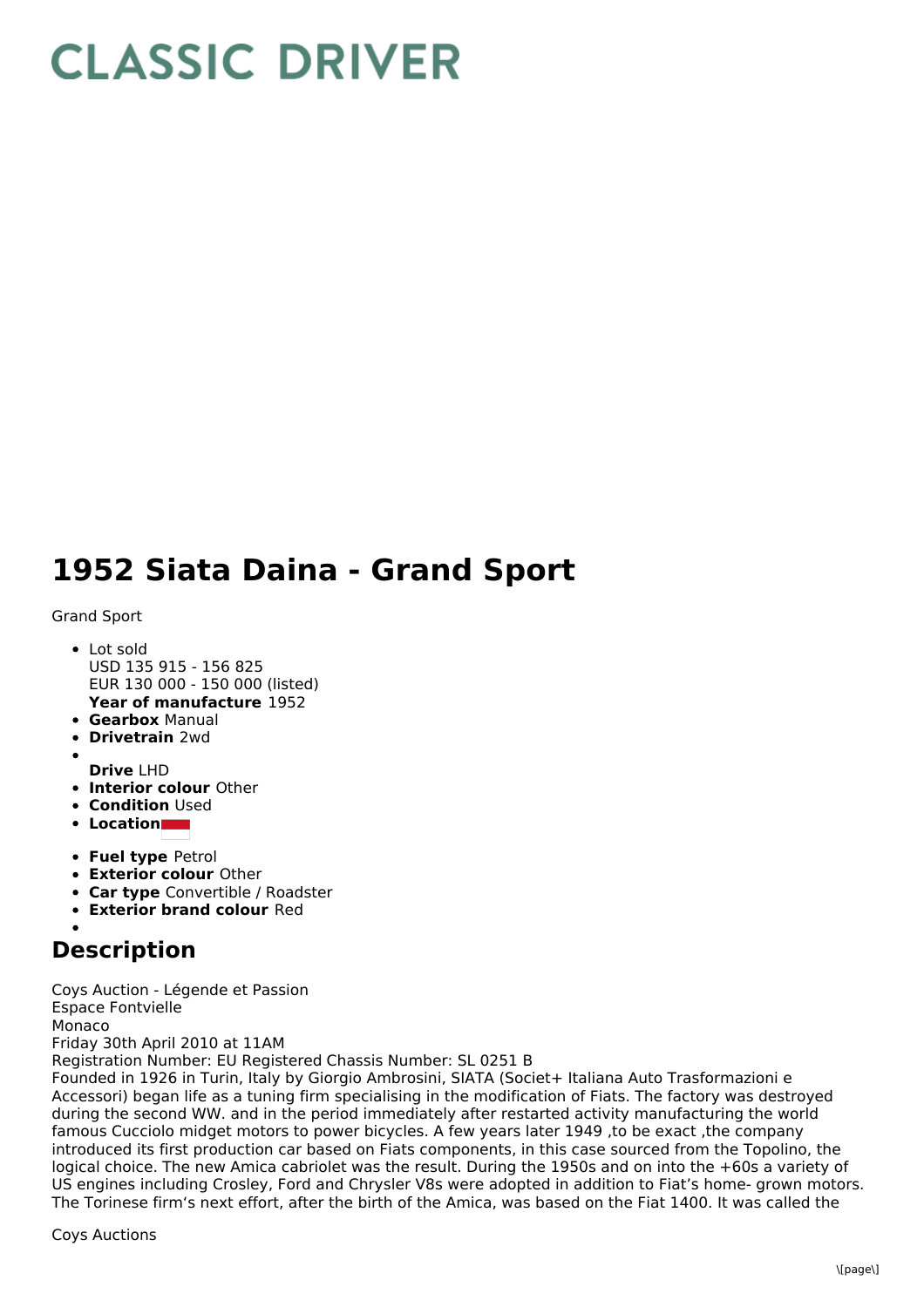# CLASSIC DRIVER

# 1952 Siata Daina - Grand Sport

Grand Sport

- Lot sold
  USD 135 915 - 156 825
  EUR 130 000 - 150 000 (listed)
  **Year of manufacture** 1952
- **Gearbox** Manual
- **Drivetrain** 2wd
- 
  **Drive** LHD
- **Interior colour** Other
- **Condition** Used
- **Location**
- **Fuel type** Petrol
- **Exterior colour** Other
- **Car type** Convertible / Roadster
- **Exterior brand colour** Red
- 

## Description

Coys Auction - Légende et Passion
Espace Fontvielle
Monaco
Friday 30th April 2010 at 11AM
Registration Number: EU Registered Chassis Number: SL 0251 B
Founded in 1926 in Turin, Italy by Giorgio Ambrosini, SIATA (Societ+ Italiana Auto Trasformazioni e Accessori) began life as a tuning firm specialising in the modification of Fiats. The factory was destroyed during the second WW. and in the period immediately after restarted activity manufacturing the world famous Cucciolo midget motors to power bicycles. A few years later 1949 ,to be exact ,the company introduced its first production car based on Fiats components, in this case sourced from the Topolino, the logical choice. The new Amica cabriolet was the result. During the 1950s and on into the +60s a variety of US engines including Crosley, Ford and Chrysler V8s were adopted in addition to Fiat's home- grown motors. The Torinese firm's next effort, after the birth of the Amica, was based on the Fiat 1400. It was called the

Coys Auctions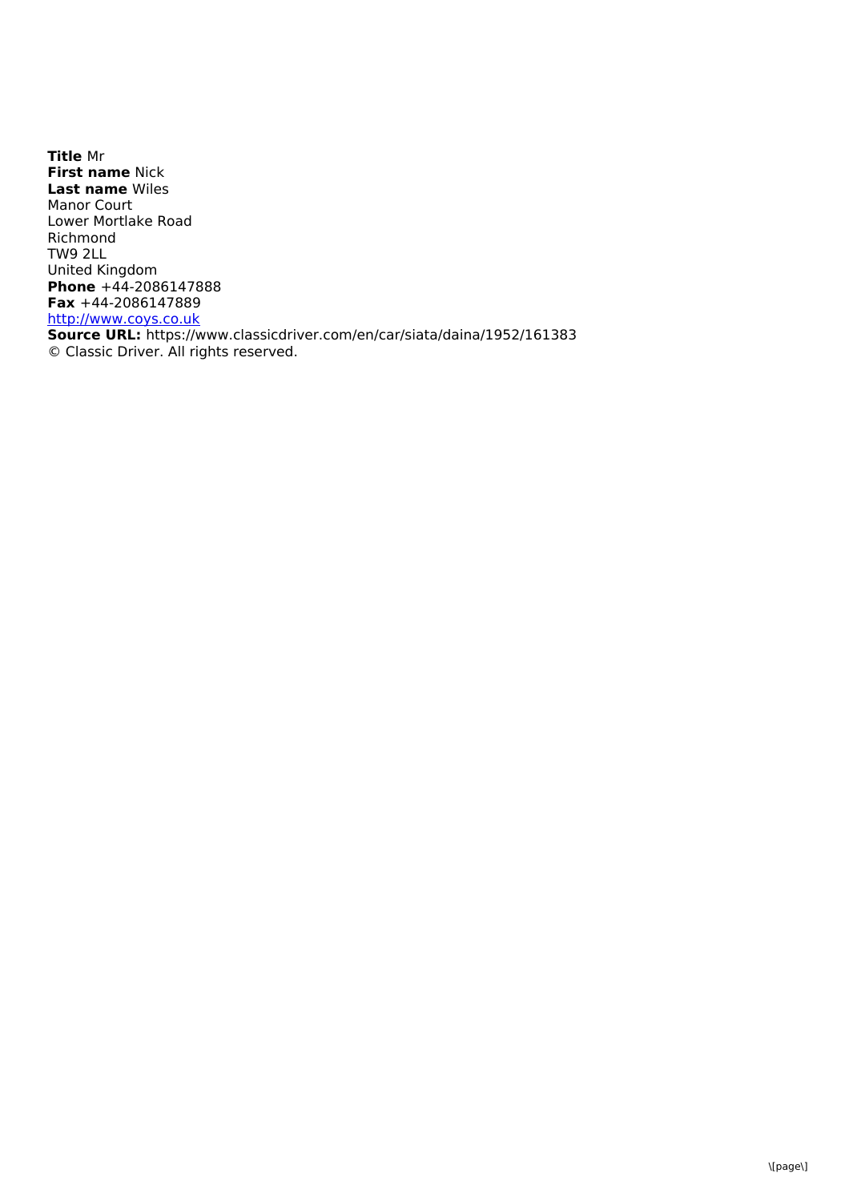**Title** Mr
**First name** Nick
**Last name** Wiles
Manor Court
Lower Mortlake Road
Richmond
TW9 2LL
United Kingdom
**Phone** +44-2086147888
**Fax** +44-2086147889
[http://www.coys.co.uk](http://www.coys.co.uk)
**Source URL:** https://www.classicdriver.com/en/car/siata/daina/1952/161383
© Classic Driver. All rights reserved.